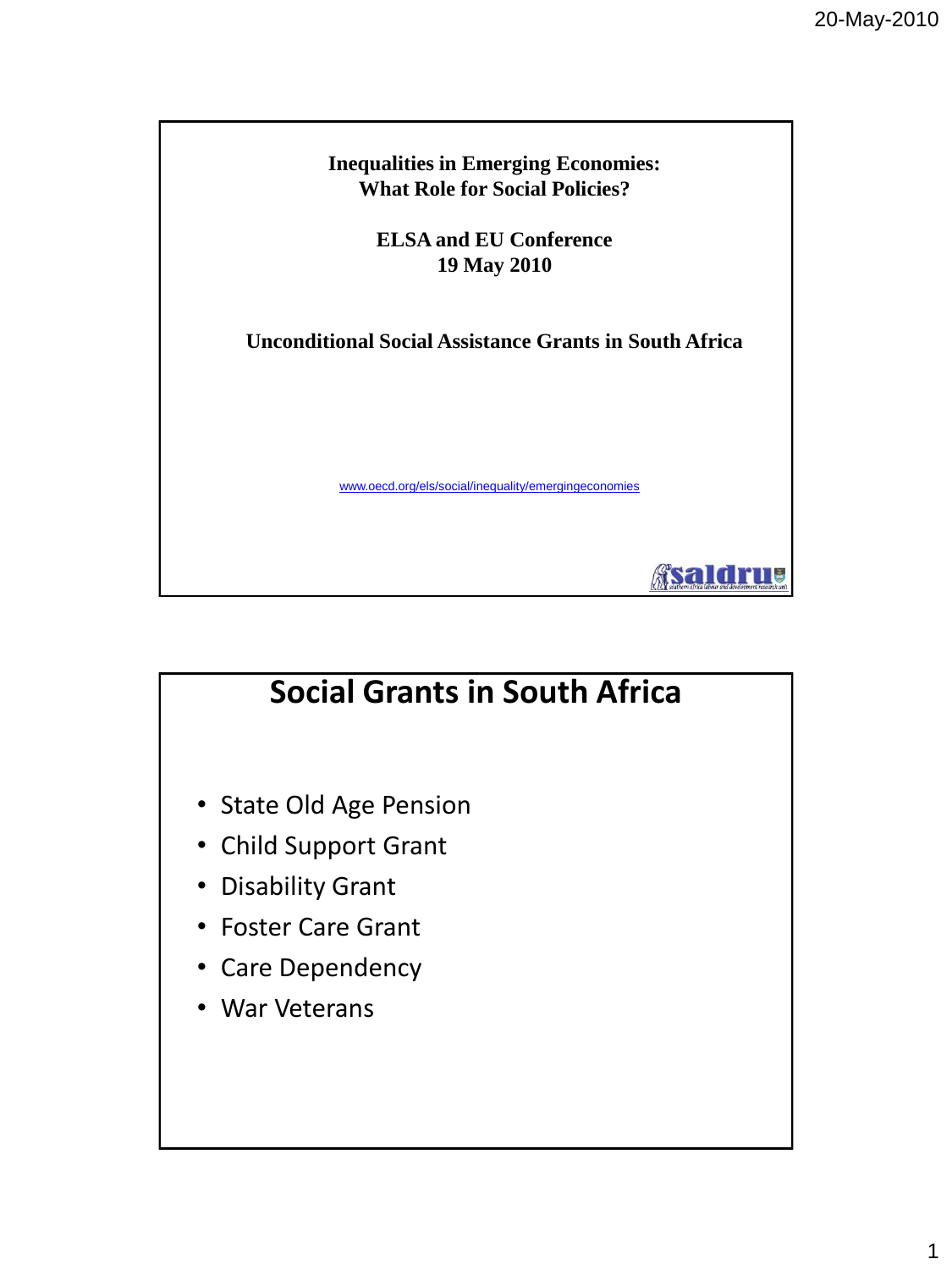**Inequalities in Emerging Economies:**
**What Role for Social Policies?**

**ELSA and EU Conference**
**19 May 2010**

**Unconditional Social Assistance Grants in South Africa**

www.oecd.org/els/social/inequality/emergingeconomies

saldru southern africa labour and development research unit

# Social Grants in South Africa

- State Old Age Pension
- Child Support Grant
- Disability Grant
- Foster Care Grant
- Care Dependency
- War Veterans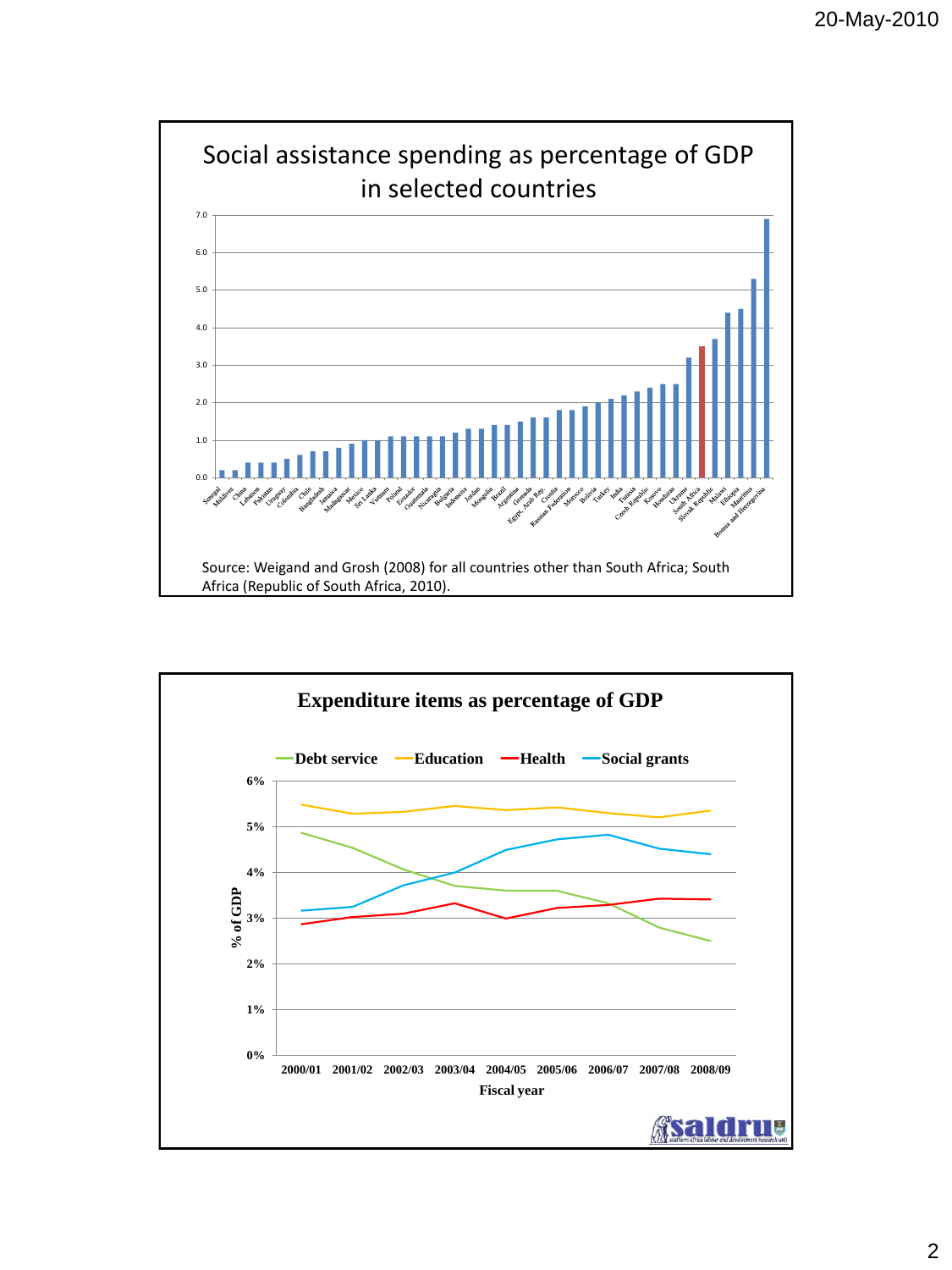## Social assistance spending as percentage of GDP in selected countries

Source: Weigand and Grosh (2008) for all countries other than South Africa; South Africa (Republic of South Africa, 2010).

## Expenditure items as percentage of GDP

Debt service, Education, Health, Social grants

% of GDP

Fiscal year: 2000/01, 2001/02, 2002/03, 2003/04, 2004/05, 2005/06, 2006/07, 2007/08, 2008/09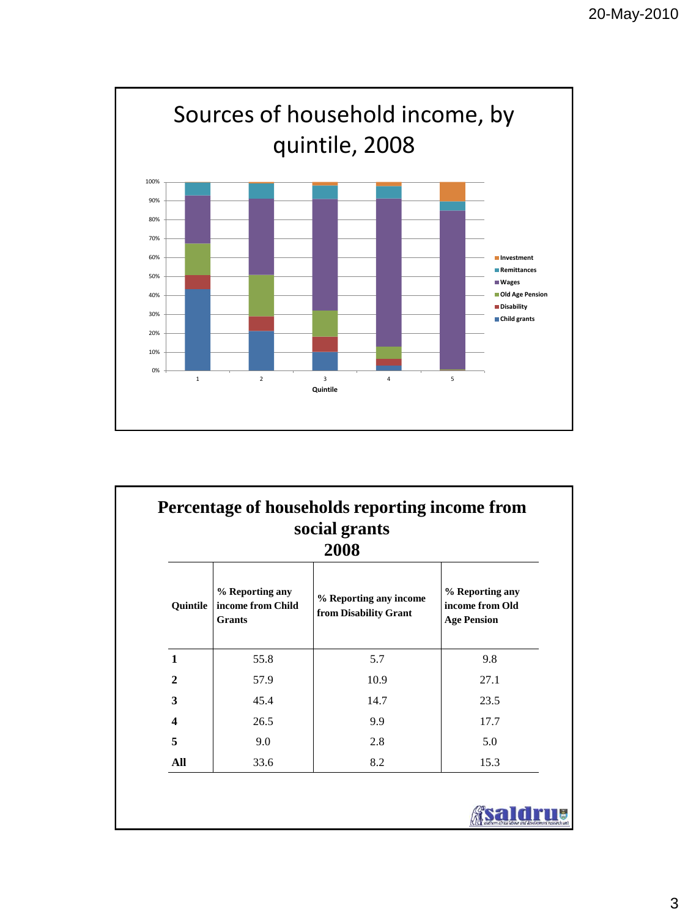## Sources of household income, by quintile, 2008

## Percentage of households reporting income from social grants 2008

| Quintile | % Reporting any income from Child Grants | % Reporting any income from Disability Grant | % Reporting any income from Old Age Pension |
|---|---|---|---|
| **1** | 55.8 | 5.7 | 9.8 |
| **2** | 57.9 | 10.9 | 27.1 |
| **3** | 45.4 | 14.7 | 23.5 |
| **4** | 26.5 | 9.9 | 17.7 |
| **5** | 9.0 | 2.8 | 5.0 |
| **All** | 33.6 | 8.2 | 15.3 |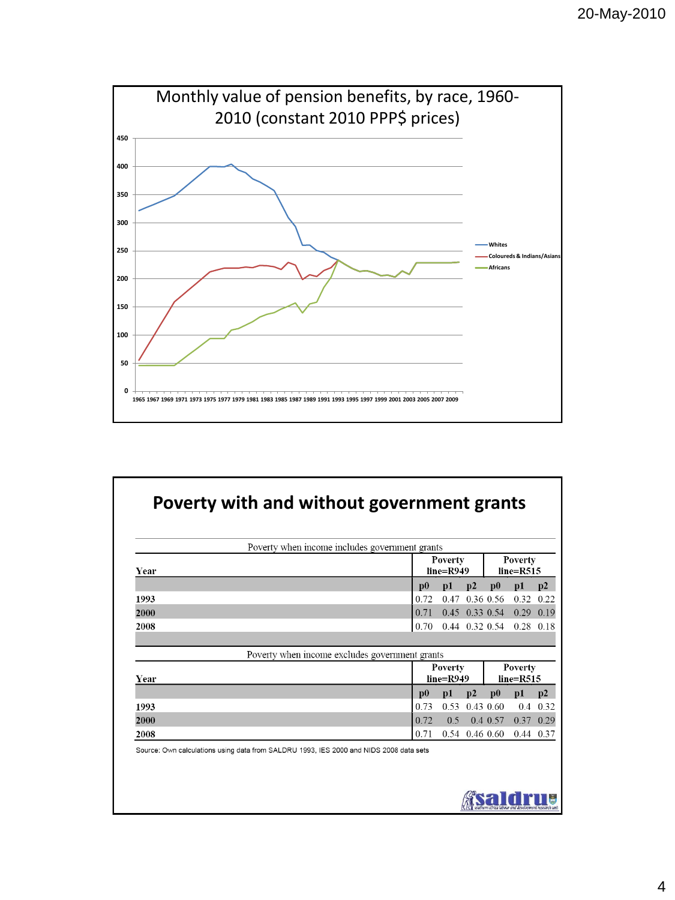## Monthly value of pension benefits, by race, 1960-2010 (constant 2010 PPP$ prices)

Whites

Coloureds & Indians/Asians

Africans

## Poverty with and without government grants

Poverty when income includes government grants

| Year | Poverty line=R949 | | | Poverty line=R515 | | |
|---|---|---|---|---|---|---|
| | p0 | p1 | p2 | p0 | p1 | p2 |
| 1993 | 0.72 | 0.47 | 0.36 | 0.56 | 0.32 | 0.22 |
| 2000 | 0.71 | 0.45 | 0.33 | 0.54 | 0.29 | 0.19 |
| 2008 | 0.70 | 0.44 | 0.32 | 0.54 | 0.28 | 0.18 |

Poverty when income excludes government grants

| Year | Poverty line=R949 | | | Poverty line=R515 | | |
|---|---|---|---|---|---|---|
| | p0 | p1 | p2 | p0 | p1 | p2 |
| 1993 | 0.73 | 0.53 | 0.43 | 0.60 | 0.4 | 0.32 |
| 2000 | 0.72 | 0.5 | 0.4 | 0.57 | 0.37 | 0.29 |
| 2008 | 0.71 | 0.54 | 0.46 | 0.60 | 0.44 | 0.37 |

Source: Own calculations using data from SALDRU 1993, IES 2000 and NIDS 2008 data sets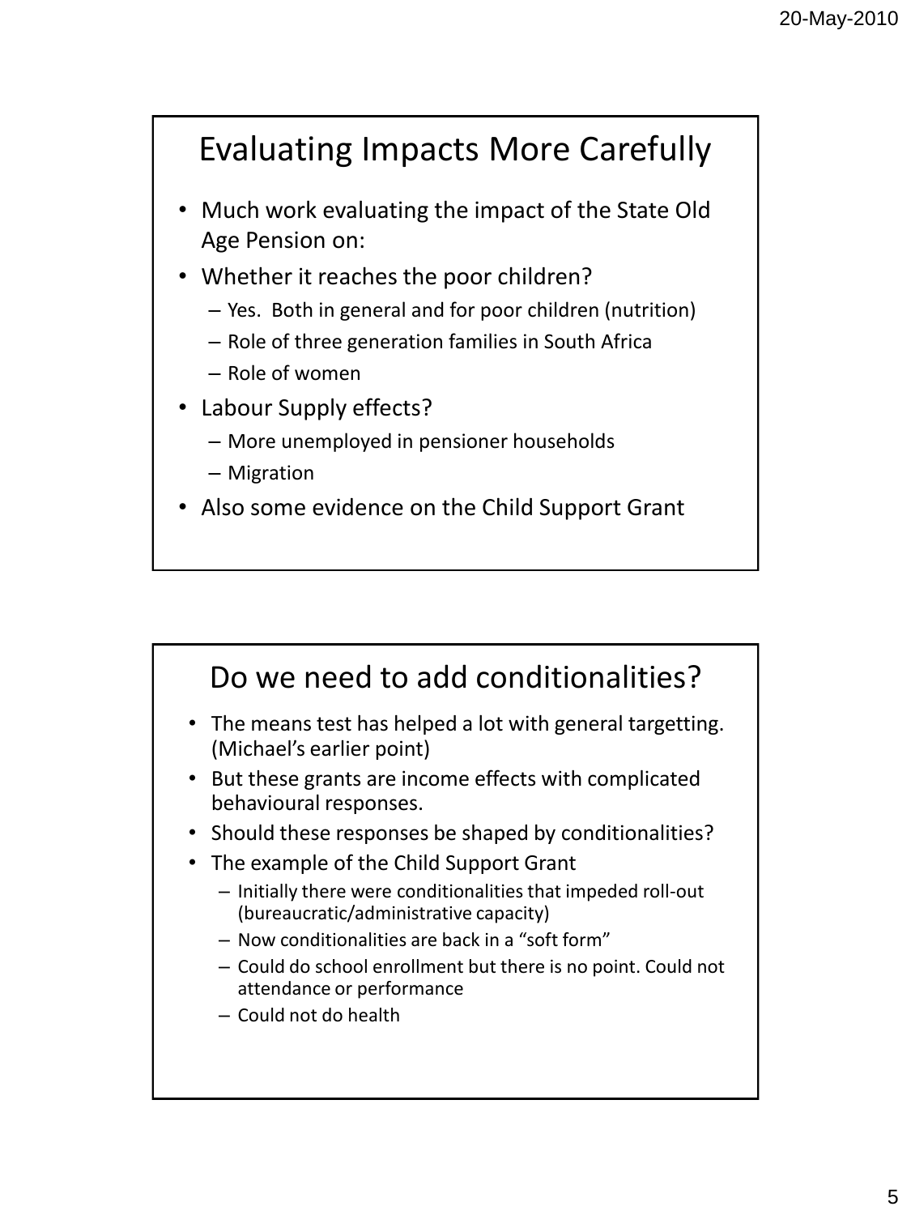## Evaluating Impacts More Carefully

- Much work evaluating the impact of the State Old Age Pension on:
- Whether it reaches the poor children?
  - Yes. Both in general and for poor children (nutrition)
  - Role of three generation families in South Africa
  - Role of women
- Labour Supply effects?
  - More unemployed in pensioner households
  - Migration
- Also some evidence on the Child Support Grant

## Do we need to add conditionalities?

- The means test has helped a lot with general targetting. (Michael's earlier point)
- But these grants are income effects with complicated behavioural responses.
- Should these responses be shaped by conditionalities?
- The example of the Child Support Grant
  - Initially there were conditionalities that impeded roll-out (bureaucratic/administrative capacity)
  - Now conditionalities are back in a "soft form"
  - Could do school enrollment but there is no point. Could not attendance or performance
  - Could not do health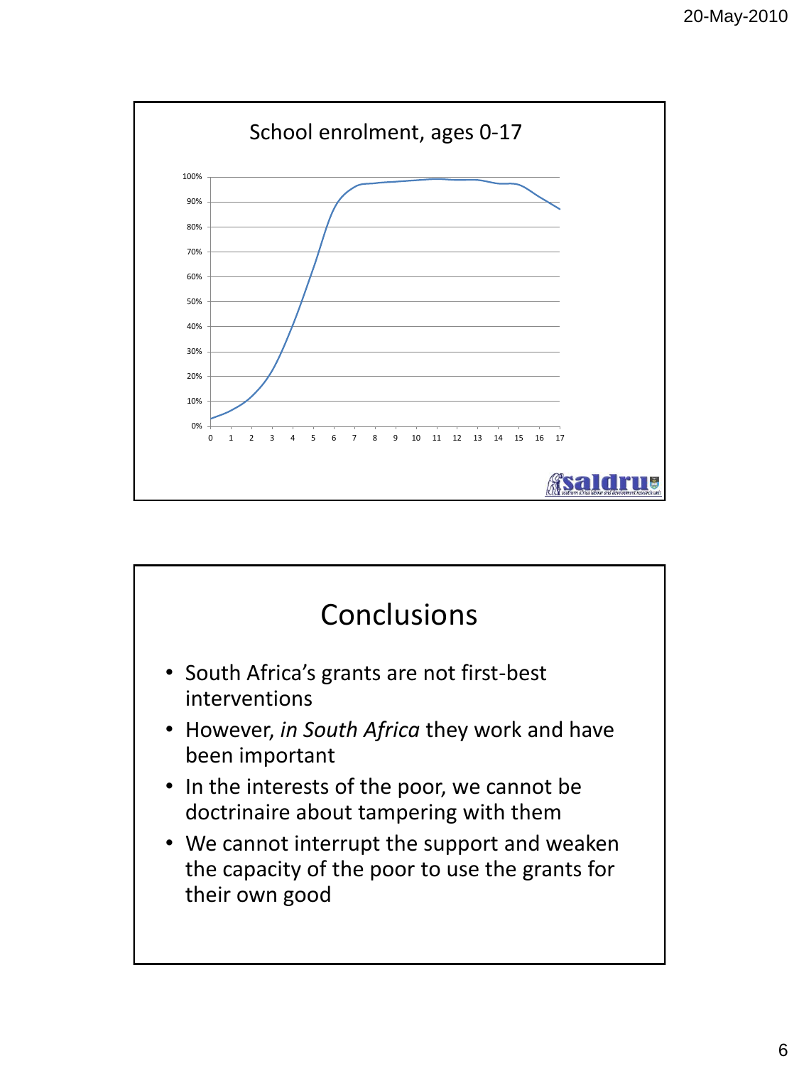School enrolment, ages 0-17

100%
90%
80%
70%
60%
50%
40%
30%
20%
10%
0%

0 1 2 3 4 5 6 7 8 9 10 11 12 13 14 15 16 17

saldru southern africa labour and development research unit

# Conclusions

- South Africa's grants are not first-best interventions
- However, *in South Africa* they work and have been important
- In the interests of the poor, we cannot be doctrinaire about tampering with them
- We cannot interrupt the support and weaken the capacity of the poor to use the grants for their own good